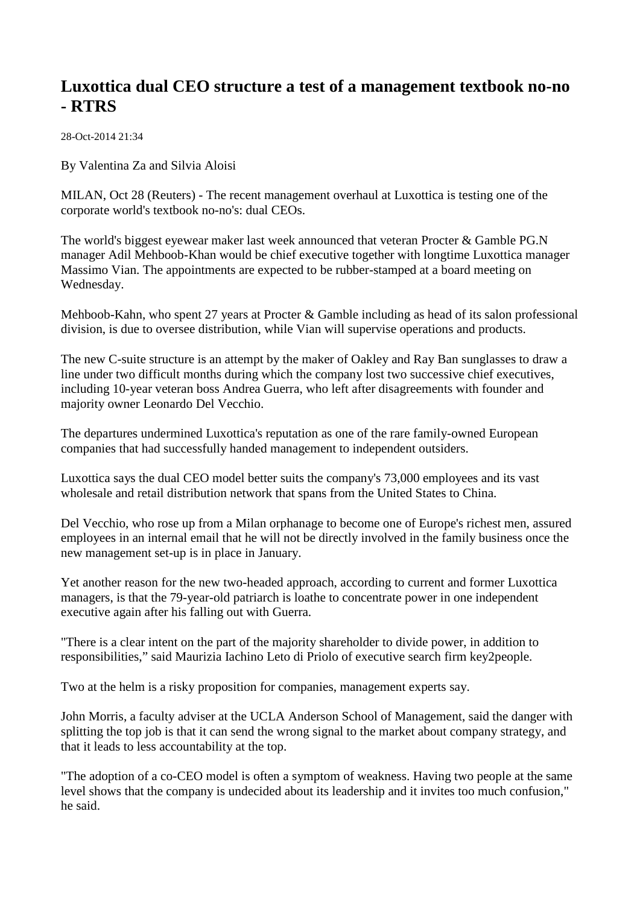# Luxottica dual CEO structure a test of a management textbook no-no - RTRS

28-Oct-2014 21:34

By Valentina Za and Silvia Aloisi

MILAN, Oct 28 (Reuters) - The recent management overhaul at Luxottica is testing one of the corporate world's textbook no-no's: dual CEOs.

The world's biggest eyewear maker last week announced that veteran Procter & Gamble PG.N manager Adil Mehboob-Khan would be chief executive together with longtime Luxottica manager Massimo Vian. The appointments are expected to be rubber-stamped at a board meeting on Wednesday.

Mehboob-Kahn, who spent 27 years at Procter & Gamble including as head of its salon professional division, is due to oversee distribution, while Vian will supervise operations and products.

The new C-suite structure is an attempt by the maker of Oakley and Ray Ban sunglasses to draw a line under two difficult months during which the company lost two successive chief executives, including 10-year veteran boss Andrea Guerra, who left after disagreements with founder and majority owner Leonardo Del Vecchio.

The departures undermined Luxottica's reputation as one of the rare family-owned European companies that had successfully handed management to independent outsiders.

Luxottica says the dual CEO model better suits the company's 73,000 employees and its vast wholesale and retail distribution network that spans from the United States to China.

Del Vecchio, who rose up from a Milan orphanage to become one of Europe's richest men, assured employees in an internal email that he will not be directly involved in the family business once the new management set-up is in place in January.

Yet another reason for the new two-headed approach, according to current and former Luxottica managers, is that the 79-year-old patriarch is loathe to concentrate power in one independent executive again after his falling out with Guerra.

"There is a clear intent on the part of the majority shareholder to divide power, in addition to responsibilities," said Maurizia Iachino Leto di Priolo of executive search firm key2people.

Two at the helm is a risky proposition for companies, management experts say.

John Morris, a faculty adviser at the UCLA Anderson School of Management, said the danger with splitting the top job is that it can send the wrong signal to the market about company strategy, and that it leads to less accountability at the top.

"The adoption of a co-CEO model is often a symptom of weakness. Having two people at the same level shows that the company is undecided about its leadership and it invites too much confusion," he said.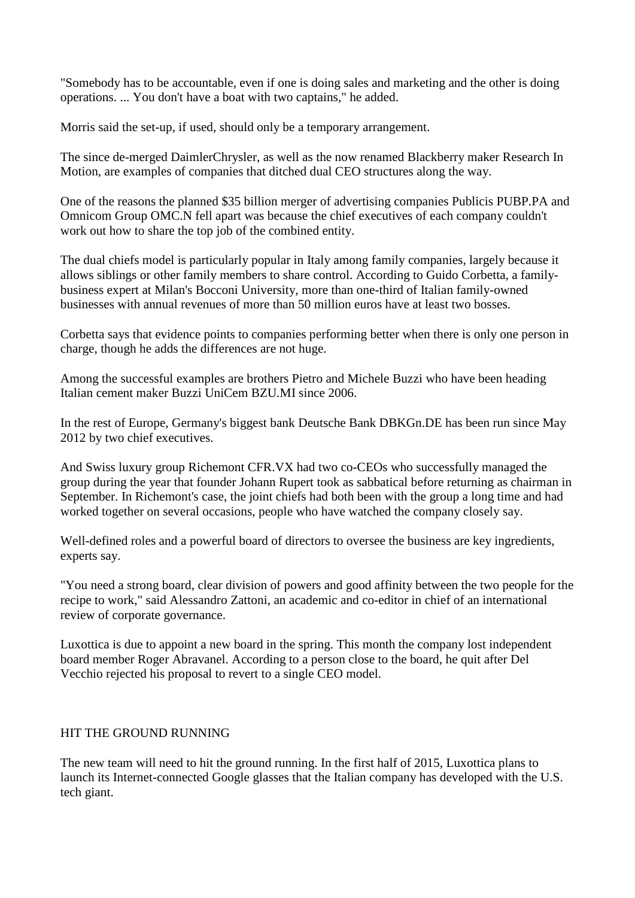"Somebody has to be accountable, even if one is doing sales and marketing and the other is doing operations. ... You don't have a boat with two captains," he added.

Morris said the set-up, if used, should only be a temporary arrangement.

The since de-merged DaimlerChrysler, as well as the now renamed Blackberry maker Research In Motion, are examples of companies that ditched dual CEO structures along the way.

One of the reasons the planned $35 billion merger of advertising companies Publicis PUBP.PA and Omnicom Group OMC.N fell apart was because the chief executives of each company couldn't work out how to share the top job of the combined entity.

The dual chiefs model is particularly popular in Italy among family companies, largely because it allows siblings or other family members to share control. According to Guido Corbetta, a family-business expert at Milan's Bocconi University, more than one-third of Italian family-owned businesses with annual revenues of more than 50 million euros have at least two bosses.

Corbetta says that evidence points to companies performing better when there is only one person in charge, though he adds the differences are not huge.

Among the successful examples are brothers Pietro and Michele Buzzi who have been heading Italian cement maker Buzzi UniCem BZU.MI since 2006.

In the rest of Europe, Germany's biggest bank Deutsche Bank DBKGn.DE has been run since May 2012 by two chief executives.

And Swiss luxury group Richemont CFR.VX had two co-CEOs who successfully managed the group during the year that founder Johann Rupert took as sabbatical before returning as chairman in September. In Richemont's case, the joint chiefs had both been with the group a long time and had worked together on several occasions, people who have watched the company closely say.

Well-defined roles and a powerful board of directors to oversee the business are key ingredients, experts say.

"You need a strong board, clear division of powers and good affinity between the two people for the recipe to work," said Alessandro Zattoni, an academic and co-editor in chief of an international review of corporate governance.

Luxottica is due to appoint a new board in the spring. This month the company lost independent board member Roger Abravanel. According to a person close to the board, he quit after Del Vecchio rejected his proposal to revert to a single CEO model.

## HIT THE GROUND RUNNING

The new team will need to hit the ground running. In the first half of 2015, Luxottica plans to launch its Internet-connected Google glasses that the Italian company has developed with the U.S. tech giant.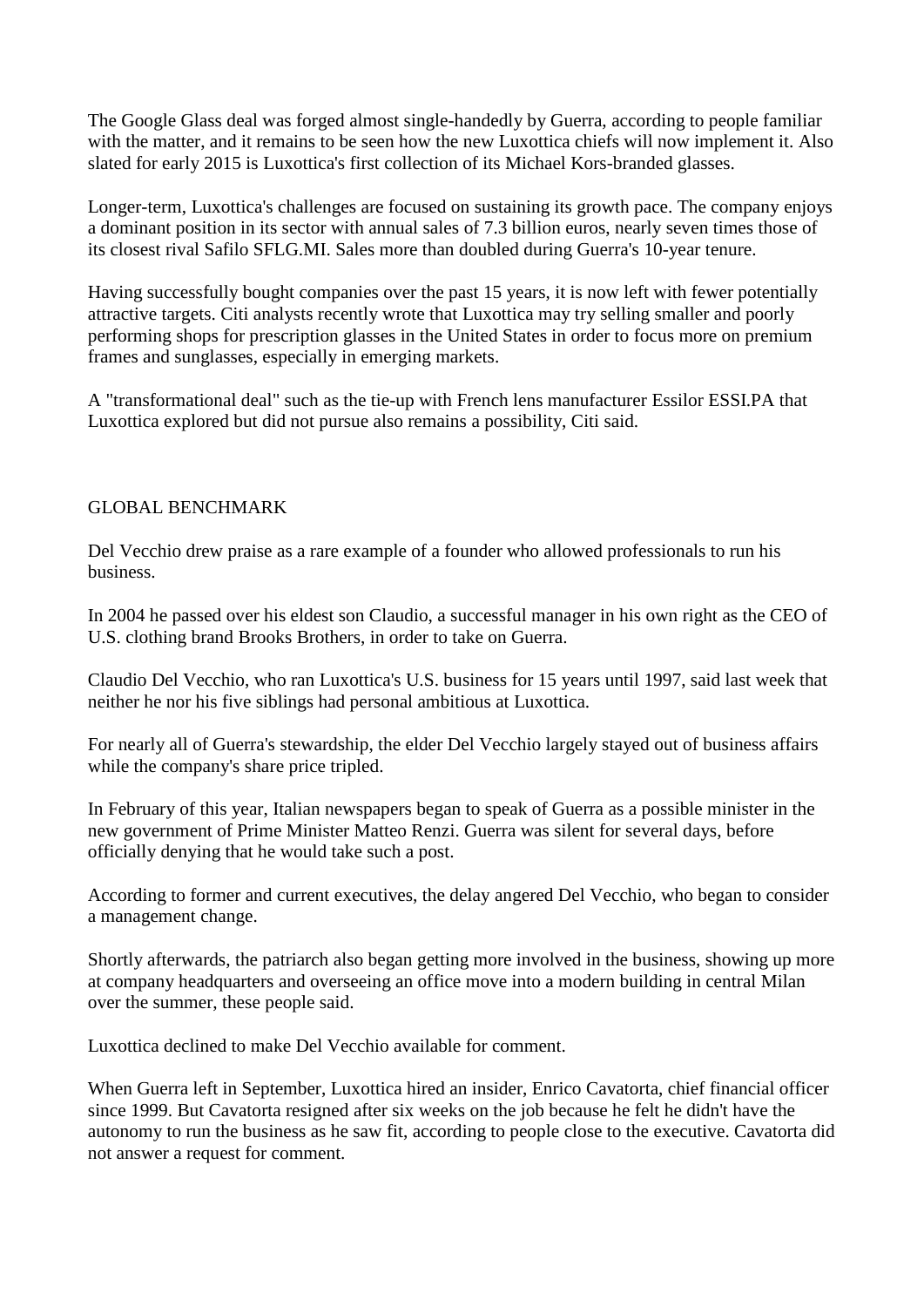The Google Glass deal was forged almost single-handedly by Guerra, according to people familiar with the matter, and it remains to be seen how the new Luxottica chiefs will now implement it. Also slated for early 2015 is Luxottica's first collection of its Michael Kors-branded glasses.

Longer-term, Luxottica's challenges are focused on sustaining its growth pace. The company enjoys a dominant position in its sector with annual sales of 7.3 billion euros, nearly seven times those of its closest rival Safilo SFLG.MI. Sales more than doubled during Guerra's 10-year tenure.

Having successfully bought companies over the past 15 years, it is now left with fewer potentially attractive targets. Citi analysts recently wrote that Luxottica may try selling smaller and poorly performing shops for prescription glasses in the United States in order to focus more on premium frames and sunglasses, especially in emerging markets.

A "transformational deal" such as the tie-up with French lens manufacturer Essilor ESSI.PA that Luxottica explored but did not pursue also remains a possibility, Citi said.

## GLOBAL BENCHMARK

Del Vecchio drew praise as a rare example of a founder who allowed professionals to run his business.

In 2004 he passed over his eldest son Claudio, a successful manager in his own right as the CEO of U.S. clothing brand Brooks Brothers, in order to take on Guerra.

Claudio Del Vecchio, who ran Luxottica's U.S. business for 15 years until 1997, said last week that neither he nor his five siblings had personal ambitious at Luxottica.

For nearly all of Guerra's stewardship, the elder Del Vecchio largely stayed out of business affairs while the company's share price tripled.

In February of this year, Italian newspapers began to speak of Guerra as a possible minister in the new government of Prime Minister Matteo Renzi. Guerra was silent for several days, before officially denying that he would take such a post.

According to former and current executives, the delay angered Del Vecchio, who began to consider a management change.

Shortly afterwards, the patriarch also began getting more involved in the business, showing up more at company headquarters and overseeing an office move into a modern building in central Milan over the summer, these people said.

Luxottica declined to make Del Vecchio available for comment.

When Guerra left in September, Luxottica hired an insider, Enrico Cavatorta, chief financial officer since 1999. But Cavatorta resigned after six weeks on the job because he felt he didn't have the autonomy to run the business as he saw fit, according to people close to the executive. Cavatorta did not answer a request for comment.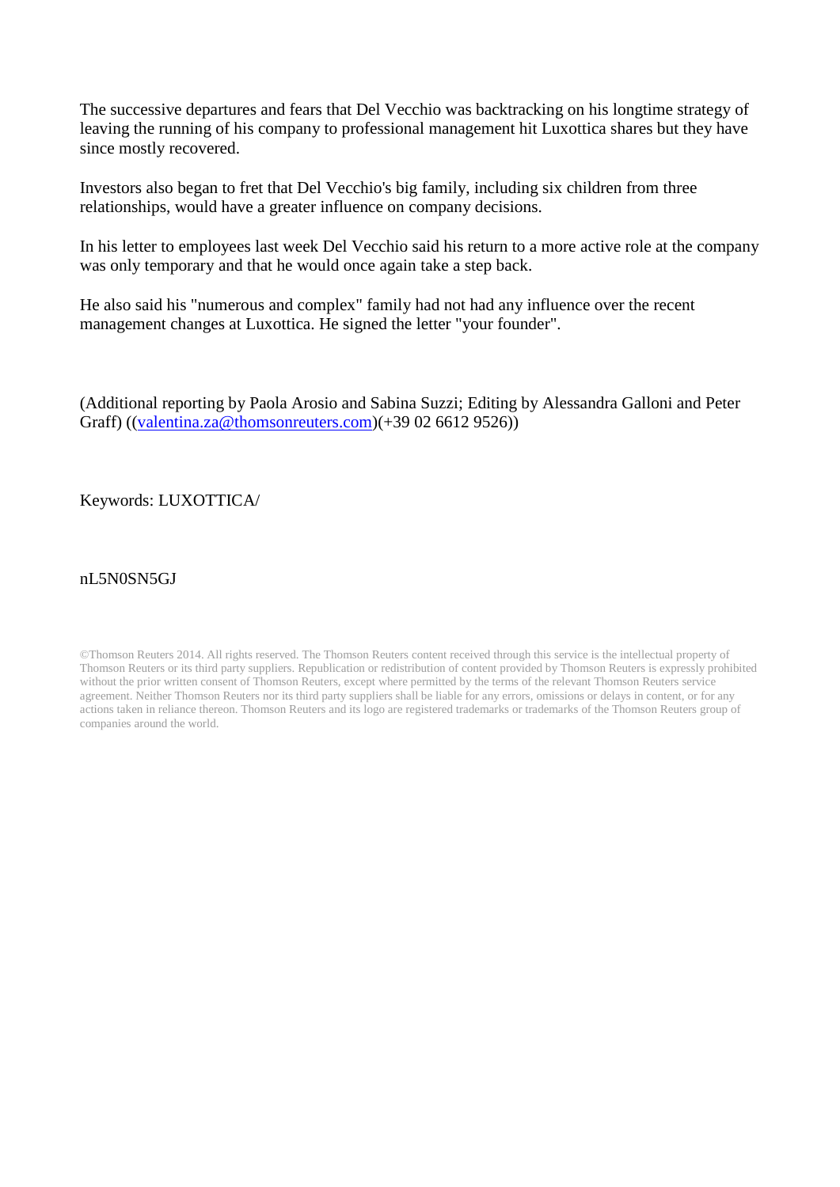The successive departures and fears that Del Vecchio was backtracking on his longtime strategy of leaving the running of his company to professional management hit Luxottica shares but they have since mostly recovered.

Investors also began to fret that Del Vecchio's big family, including six children from three relationships, would have a greater influence on company decisions.

In his letter to employees last week Del Vecchio said his return to a more active role at the company was only temporary and that he would once again take a step back.

He also said his "numerous and complex" family had not had any influence over the recent management changes at Luxottica. He signed the letter "your founder".

(Additional reporting by Paola Arosio and Sabina Suzzi; Editing by Alessandra Galloni and Peter Graff) ((valentina.za@thomsonreuters.com)(+39 02 6612 9526))

Keywords: LUXOTTICA/

nL5N0SN5GJ

©Thomson Reuters 2014. All rights reserved. The Thomson Reuters content received through this service is the intellectual property of Thomson Reuters or its third party suppliers. Republication or redistribution of content provided by Thomson Reuters is expressly prohibited without the prior written consent of Thomson Reuters, except where permitted by the terms of the relevant Thomson Reuters service agreement. Neither Thomson Reuters nor its third party suppliers shall be liable for any errors, omissions or delays in content, or for any actions taken in reliance thereon. Thomson Reuters and its logo are registered trademarks or trademarks of the Thomson Reuters group of companies around the world.